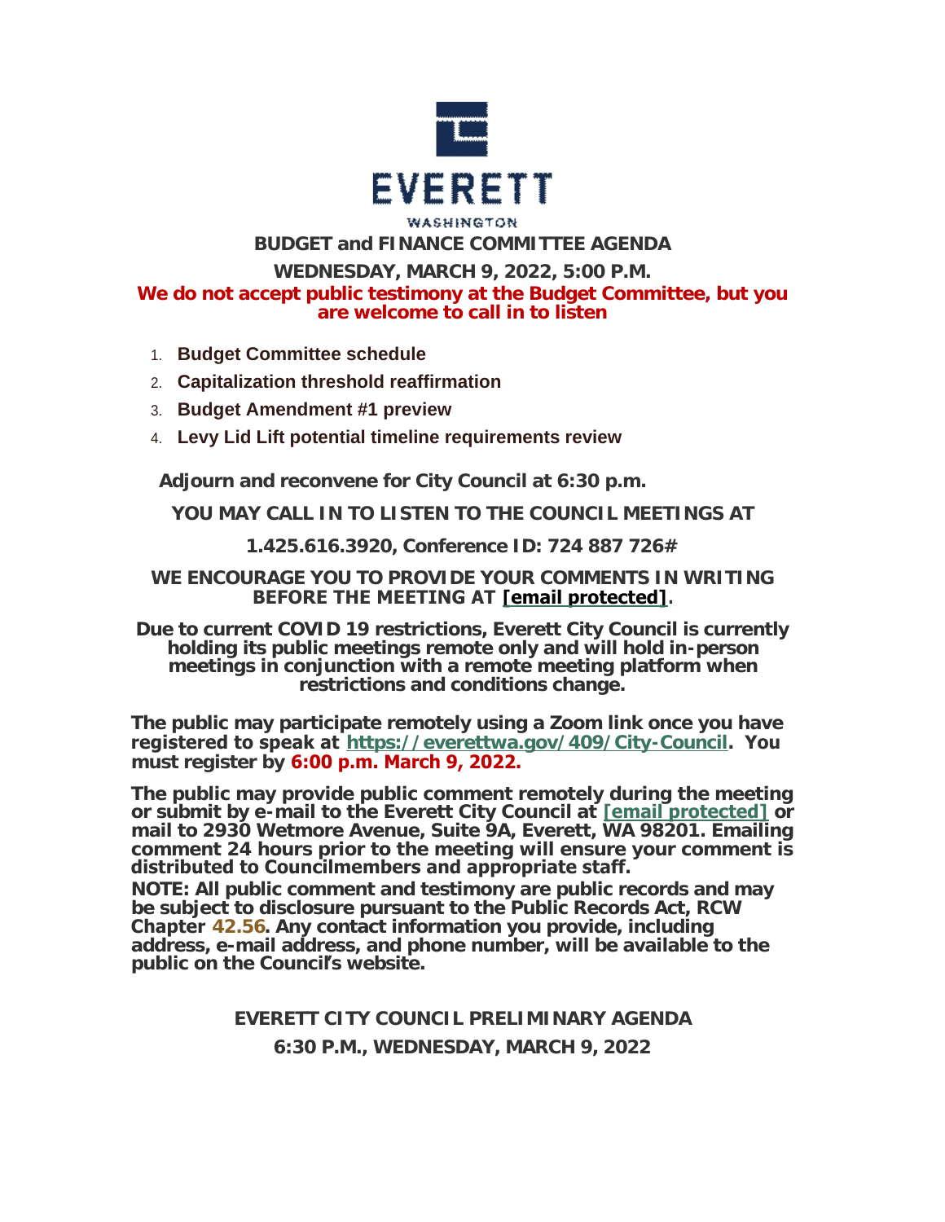EVERETT

WASHINGTON

# BUDGET and FINANCE COMMITTEE AGENDA

## WEDNESDAY, MARCH 9, 2022, 5:00 P.M.

**We do not accept public testimony at the Budget Committee, but you are welcome to call in to listen**

1. **Budget Committee schedule**
2. **Capitalization threshold reaffirmation**
3. **Budget Amendment #1 preview**
4. **Levy Lid Lift potential timeline requirements review**

**Adjourn and reconvene for City Council at 6:30 p.m.**

**YOU MAY CALL IN TO LISTEN TO THE COUNCIL MEETINGS AT**

**1.425.616.3920, Conference ID: 724 887 726#**

**WE ENCOURAGE YOU TO PROVIDE YOUR COMMENTS IN WRITING BEFORE THE MEETING AT [email protected].**

**Due to current COVID 19 restrictions, Everett City Council is currently holding its public meetings remote only and will hold in-person meetings in conjunction with a remote meeting platform when restrictions and conditions change.**

**The public may participate remotely using a Zoom link once you have registered to speak at https://everettwa.gov/409/City-Council. You must register by 6:00 p.m. March 9, 2022.**

**The public may provide public comment remotely during the meeting or submit by e-mail to the Everett City Council at [email protected] or mail to 2930 Wetmore Avenue, Suite 9A, Everett, WA 98201. Emailing comment 24 hours prior to the meeting will ensure your comment is distributed to Councilmembers and appropriate staff.**

**NOTE: All public comment and testimony are public records and may be subject to disclosure pursuant to the Public Records Act, RCW Chapter 42.56. Any contact information you provide, including address, e-mail address, and phone number, will be available to the public on the Council's website.**

## EVERETT CITY COUNCIL PRELIMINARY AGENDA

## 6:30 P.M., WEDNESDAY, MARCH 9, 2022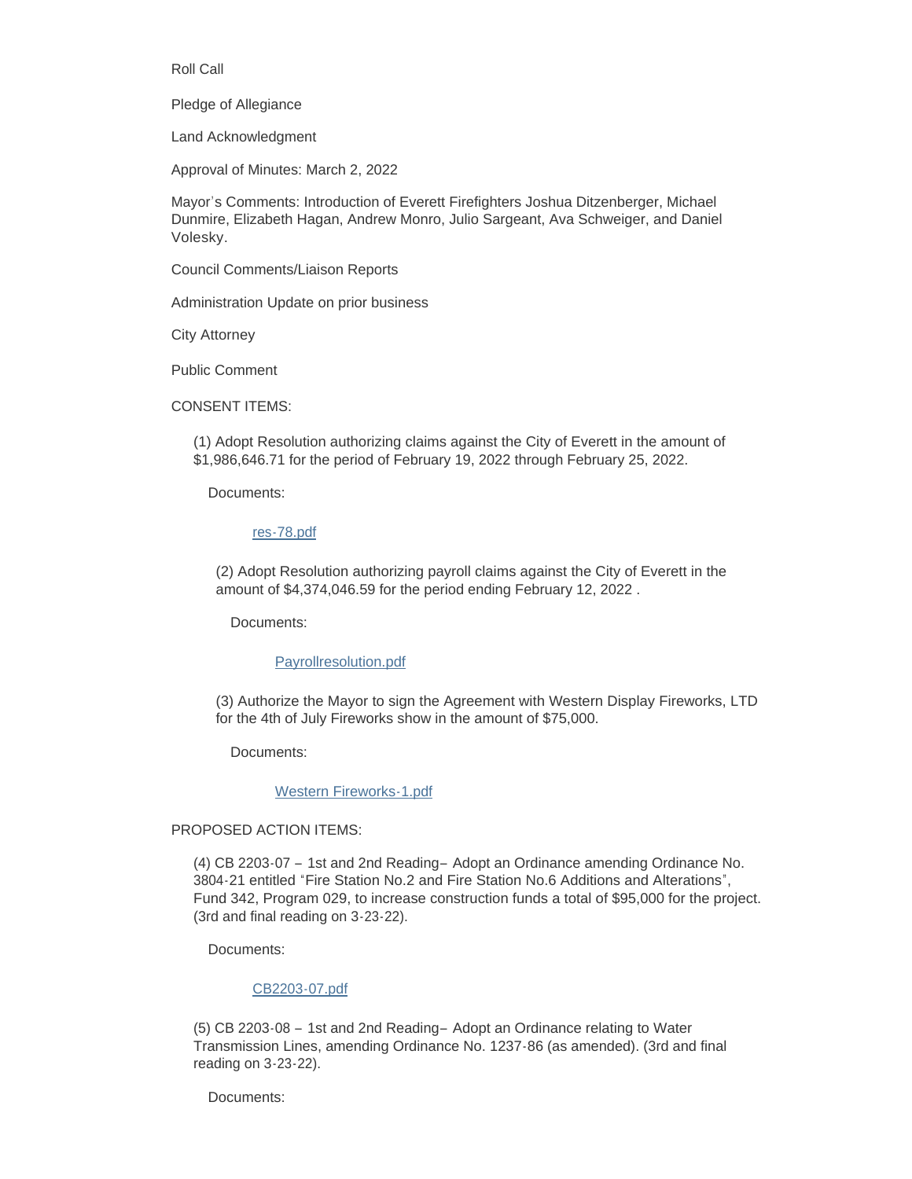Roll Call

Pledge of Allegiance

Land Acknowledgment

Approval of Minutes: March 2, 2022

Mayor's Comments: Introduction of Everett Firefighters Joshua Ditzenberger, Michael Dunmire, Elizabeth Hagan, Andrew Monro, Julio Sargeant, Ava Schweiger, and Daniel Volesky.

Council Comments/Liaison Reports

Administration Update on prior business

City Attorney

Public Comment

CONSENT ITEMS:

(1) Adopt Resolution authorizing claims against the City of Everett in the amount of $1,986,646.71 for the period of February 19, 2022 through February 25, 2022.

Documents:

res-78.pdf

(2) Adopt Resolution authorizing payroll claims against the City of Everett in the amount of $4,374,046.59 for the period ending February 12, 2022 .

Documents:

Payrollresolution.pdf

(3) Authorize the Mayor to sign the Agreement with Western Display Fireworks, LTD for the 4th of July Fireworks show in the amount of $75,000.

Documents:

Western Fireworks-1.pdf

PROPOSED ACTION ITEMS:

(4) CB 2203-07 – 1st and 2nd Reading– Adopt an Ordinance amending Ordinance No. 3804-21 entitled "Fire Station No.2 and Fire Station No.6 Additions and Alterations", Fund 342, Program 029, to increase construction funds a total of $95,000 for the project. (3rd and final reading on 3-23-22).

Documents:

CB2203-07.pdf

(5) CB 2203-08 – 1st and 2nd Reading– Adopt an Ordinance relating to Water Transmission Lines, amending Ordinance No. 1237-86 (as amended). (3rd and final reading on 3-23-22).

Documents: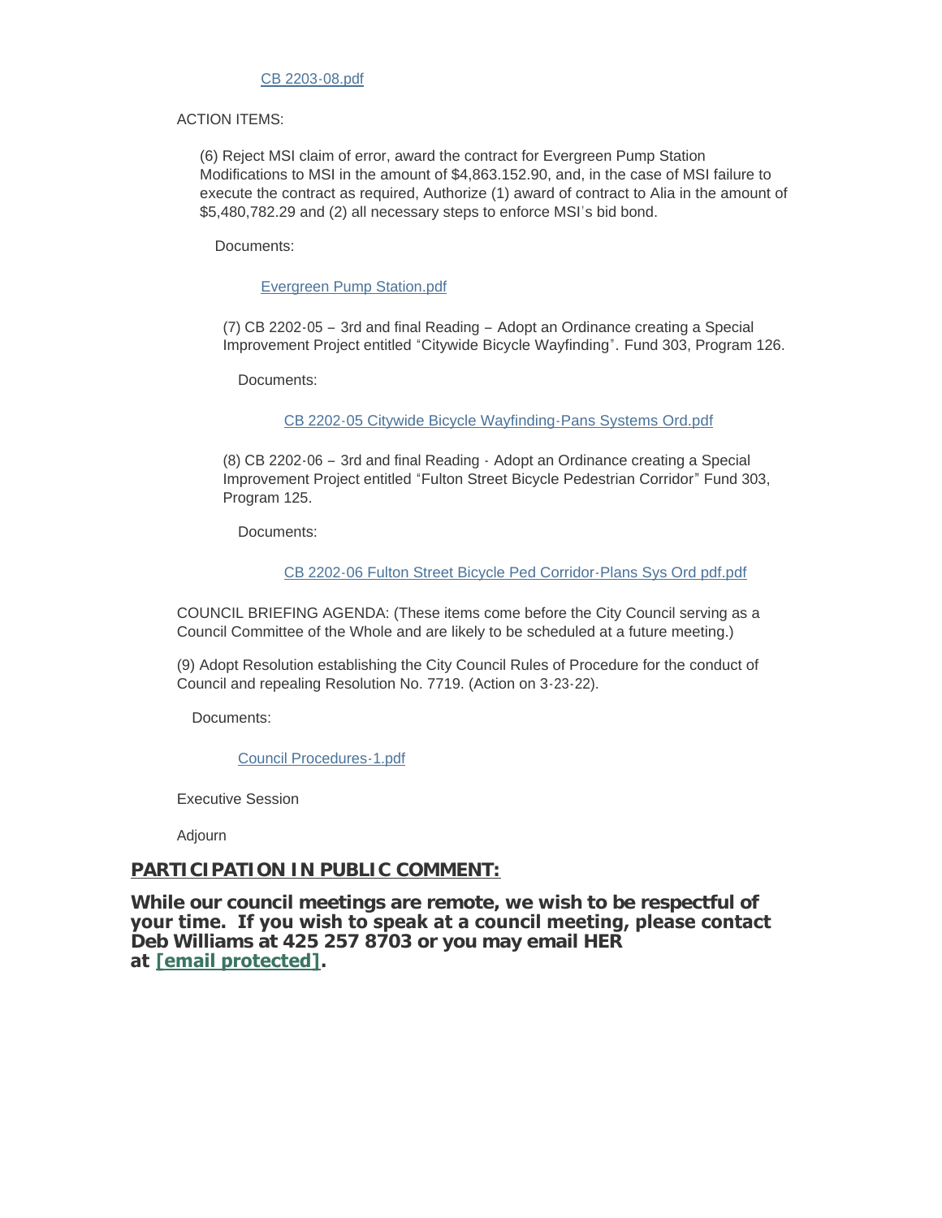CB 2203-08.pdf

ACTION ITEMS:

(6) Reject MSI claim of error, award the contract for Evergreen Pump Station Modifications to MSI in the amount of $4,863.152.90, and, in the case of MSI failure to execute the contract as required, Authorize (1) award of contract to Alia in the amount of $5,480,782.29 and (2) all necessary steps to enforce MSI's bid bond.

Documents:

Evergreen Pump Station.pdf

(7) CB 2202-05 – 3rd and final Reading – Adopt an Ordinance creating a Special Improvement Project entitled "Citywide Bicycle Wayfinding". Fund 303, Program 126.

Documents:

CB 2202-05 Citywide Bicycle Wayfinding-Pans Systems Ord.pdf

(8) CB 2202-06 – 3rd and final Reading - Adopt an Ordinance creating a Special Improvement Project entitled "Fulton Street Bicycle Pedestrian Corridor" Fund 303, Program 125.

Documents:

CB 2202-06 Fulton Street Bicycle Ped Corridor-Plans Sys Ord pdf.pdf

COUNCIL BRIEFING AGENDA: (These items come before the City Council serving as a Council Committee of the Whole and are likely to be scheduled at a future meeting.)

(9) Adopt Resolution establishing the City Council Rules of Procedure for the conduct of Council and repealing Resolution No. 7719. (Action on 3-23-22).

Documents:

Council Procedures-1.pdf

Executive Session

Adjourn

## PARTICIPATION IN PUBLIC COMMENT:

**While our council meetings are remote, we wish to be respectful of your time. If you wish to speak at a council meeting, please contact Deb Williams at 425 257 8703 or you may email HER at [email protected].**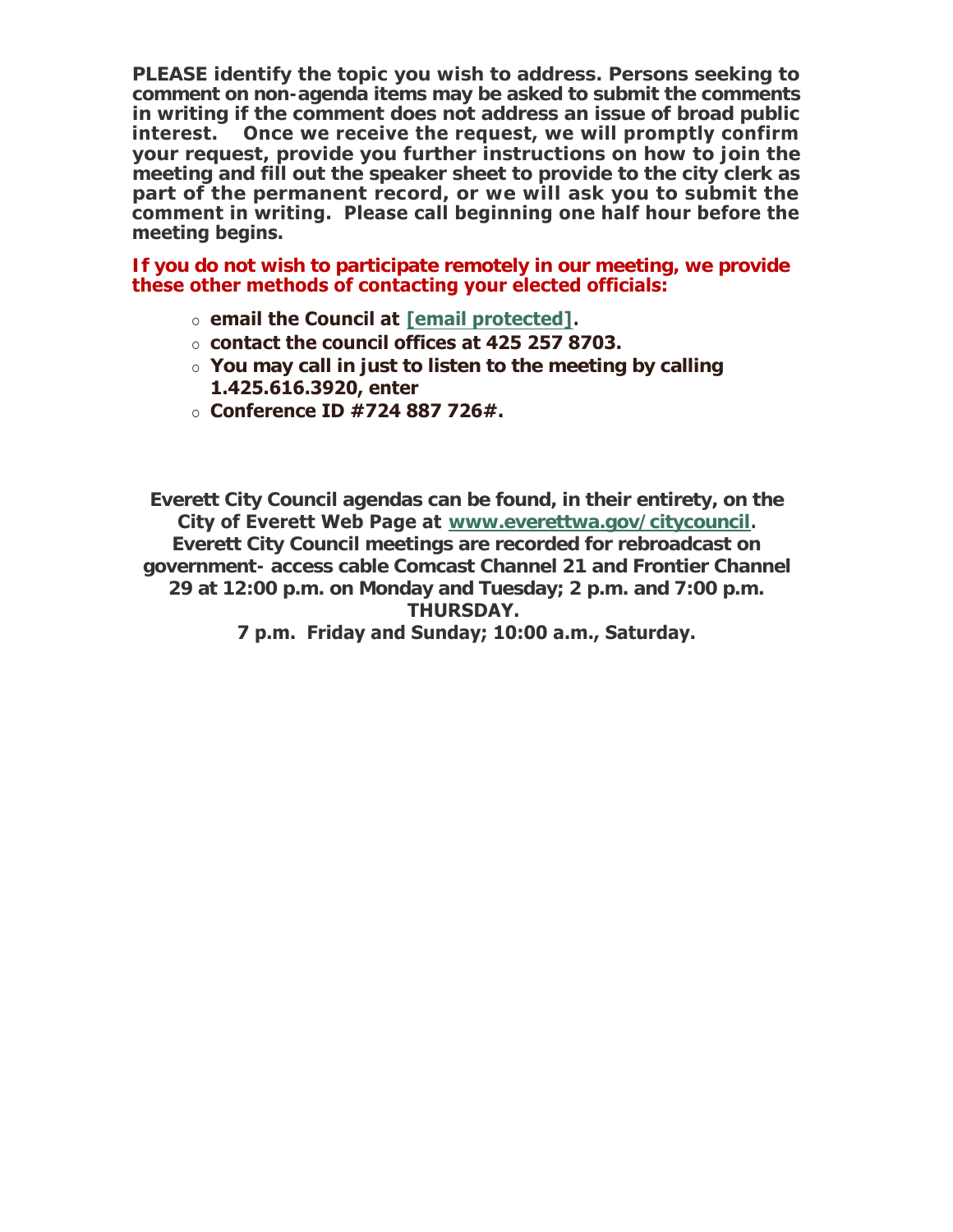**PLEASE identify the topic you wish to address. Persons seeking to comment on non-agenda items may be asked to submit the comments in writing if the comment does not address an issue of broad public interest. Once we receive the request, we will promptly confirm your request, provide you further instructions on how to join the meeting and fill out the speaker sheet to provide to the city clerk as part of the permanent record, or we will ask you to submit the comment in writing. Please call beginning one half hour before the meeting begins.**

**If you do not wish to participate remotely in our meeting, we provide these other methods of contacting your elected officials:**

- **email the Council at [email protected].**
- **contact the council offices at 425 257 8703.**
- **You may call in just to listen to the meeting by calling 1.425.616.3920, enter**
- **Conference ID #724 887 726#.**

**Everett City Council agendas can be found, in their entirety, on the City of Everett Web Page at www.everettwa.gov/citycouncil. Everett City Council meetings are recorded for rebroadcast on government- access cable Comcast Channel 21 and Frontier Channel 29 at 12:00 p.m. on Monday and Tuesday; 2 p.m. and 7:00 p.m. THURSDAY.**
**7 p.m. Friday and Sunday; 10:00 a.m., Saturday.**